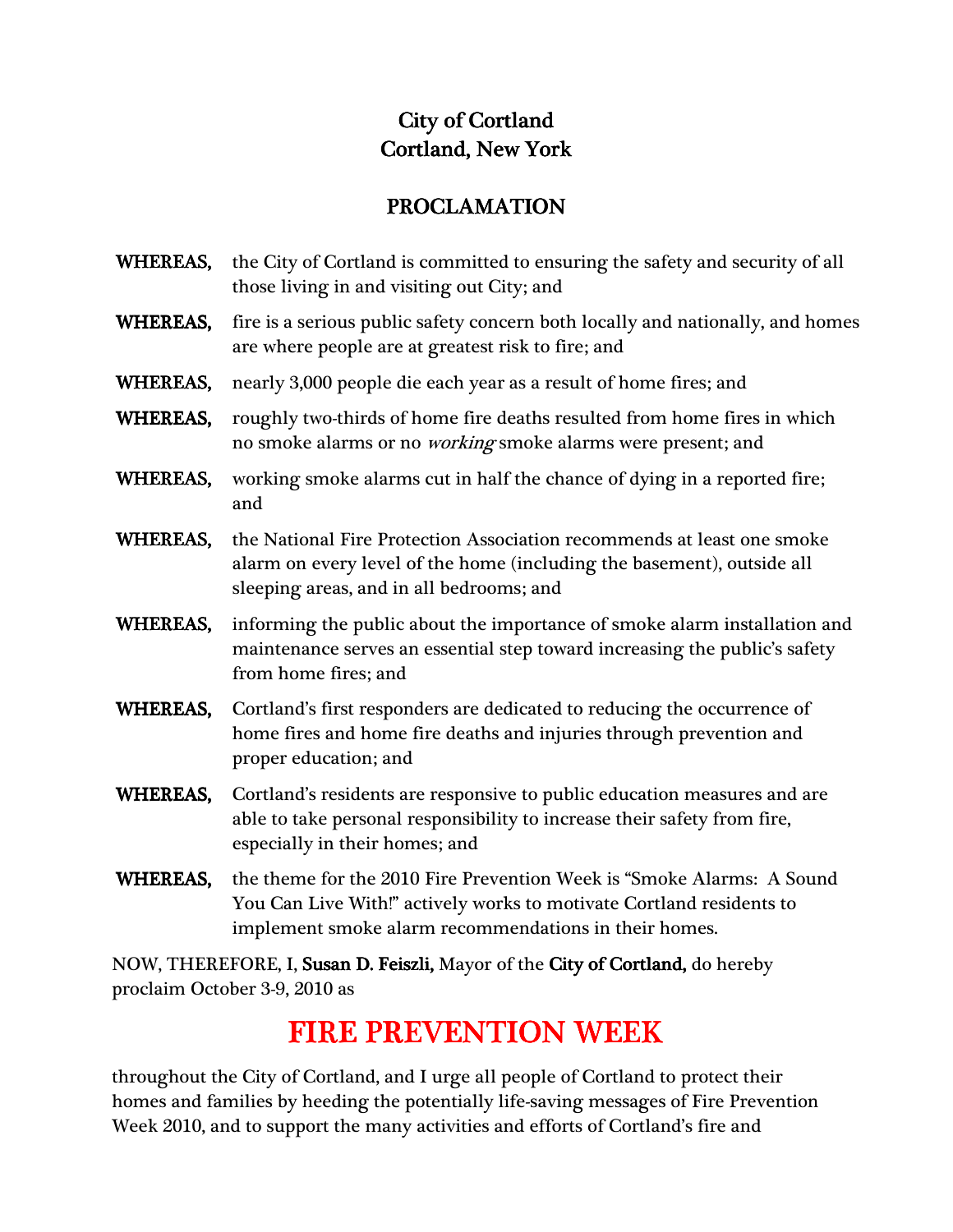# City of Cortland
# Cortland, New York

## PROCLAMATION

**WHEREAS,** the City of Cortland is committed to ensuring the safety and security of all those living in and visiting out City; and

**WHEREAS,** fire is a serious public safety concern both locally and nationally, and homes are where people are at greatest risk to fire; and

**WHEREAS,** nearly 3,000 people die each year as a result of home fires; and

**WHEREAS,** roughly two-thirds of home fire deaths resulted from home fires in which no smoke alarms or no *working* smoke alarms were present; and

**WHEREAS,** working smoke alarms cut in half the chance of dying in a reported fire; and

**WHEREAS,** the National Fire Protection Association recommends at least one smoke alarm on every level of the home (including the basement), outside all sleeping areas, and in all bedrooms; and

**WHEREAS,** informing the public about the importance of smoke alarm installation and maintenance serves an essential step toward increasing the public's safety from home fires; and

**WHEREAS,** Cortland's first responders are dedicated to reducing the occurrence of home fires and home fire deaths and injuries through prevention and proper education; and

**WHEREAS,** Cortland's residents are responsive to public education measures and are able to take personal responsibility to increase their safety from fire, especially in their homes; and

**WHEREAS,** the theme for the 2010 Fire Prevention Week is "Smoke Alarms: A Sound You Can Live With!" actively works to motivate Cortland residents to implement smoke alarm recommendations in their homes.

NOW, THEREFORE, I, **Susan D. Feiszli,** Mayor of the **City of Cortland,** do hereby proclaim October 3-9, 2010 as

# FIRE PREVENTION WEEK

throughout the City of Cortland, and I urge all people of Cortland to protect their homes and families by heeding the potentially life-saving messages of Fire Prevention Week 2010, and to support the many activities and efforts of Cortland's fire and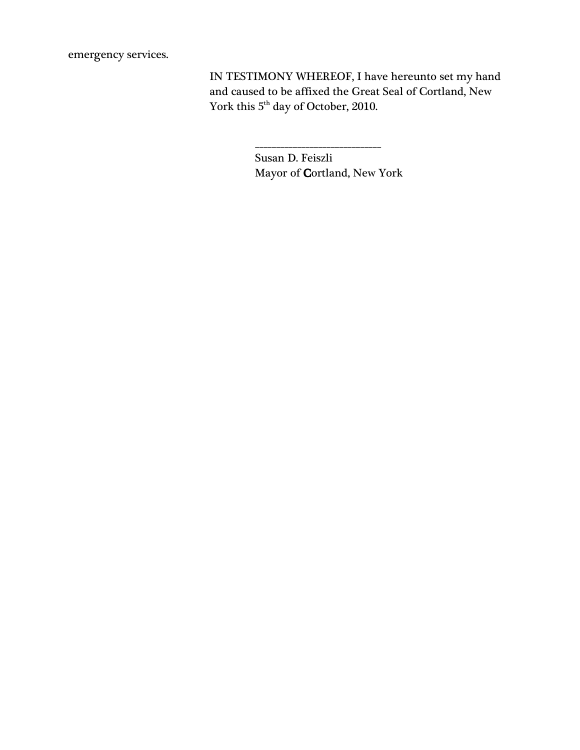emergency services.

IN TESTIMONY WHEREOF, I have hereunto set my hand and caused to be affixed the Great Seal of Cortland, New York this 5th day of October, 2010.

_______________________

Susan D. Feiszli
Mayor of Cortland, New York